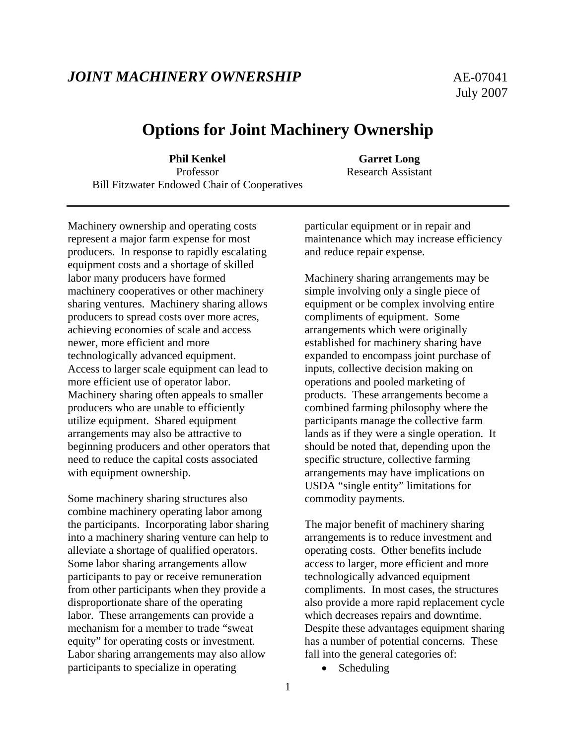***JOINT MACHINERY OWNERSHIP*** AE-07041

July 2007

# Options for Joint Machinery Ownership

**Phil Kenkel**
Professor
Bill Fitzwater Endowed Chair of Cooperatives

**Garret Long**
Research Assistant

---

Machinery ownership and operating costs represent a major farm expense for most producers. In response to rapidly escalating equipment costs and a shortage of skilled labor many producers have formed machinery cooperatives or other machinery sharing ventures. Machinery sharing allows producers to spread costs over more acres, achieving economies of scale and access newer, more efficient and more technologically advanced equipment. Access to larger scale equipment can lead to more efficient use of operator labor. Machinery sharing often appeals to smaller producers who are unable to efficiently utilize equipment. Shared equipment arrangements may also be attractive to beginning producers and other operators that need to reduce the capital costs associated with equipment ownership.

Some machinery sharing structures also combine machinery operating labor among the participants. Incorporating labor sharing into a machinery sharing venture can help to alleviate a shortage of qualified operators. Some labor sharing arrangements allow participants to pay or receive remuneration from other participants when they provide a disproportionate share of the operating labor. These arrangements can provide a mechanism for a member to trade "sweat equity" for operating costs or investment. Labor sharing arrangements may also allow participants to specialize in operating particular equipment or in repair and maintenance which may increase efficiency and reduce repair expense.

Machinery sharing arrangements may be simple involving only a single piece of equipment or be complex involving entire compliments of equipment. Some arrangements which were originally established for machinery sharing have expanded to encompass joint purchase of inputs, collective decision making on operations and pooled marketing of products. These arrangements become a combined farming philosophy where the participants manage the collective farm lands as if they were a single operation. It should be noted that, depending upon the specific structure, collective farming arrangements may have implications on USDA "single entity" limitations for commodity payments.

The major benefit of machinery sharing arrangements is to reduce investment and operating costs. Other benefits include access to larger, more efficient and more technologically advanced equipment compliments. In most cases, the structures also provide a more rapid replacement cycle which decreases repairs and downtime. Despite these advantages equipment sharing has a number of potential concerns. These fall into the general categories of:

- Scheduling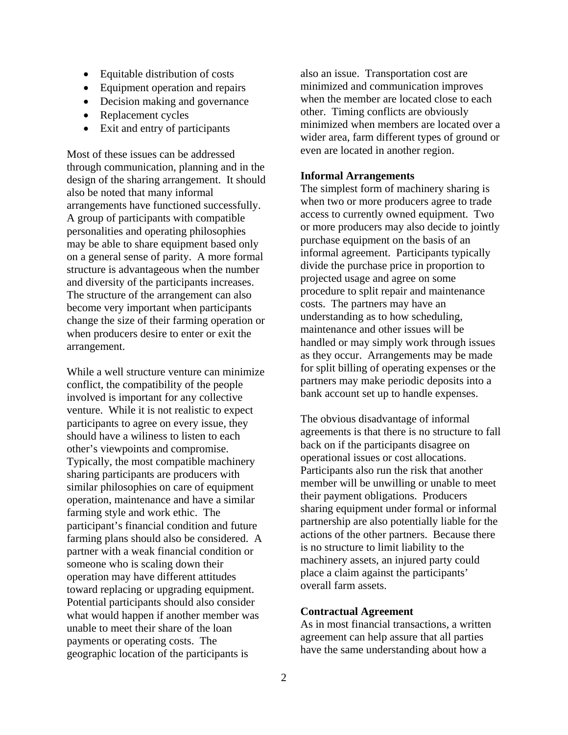- Equitable distribution of costs
- Equipment operation and repairs
- Decision making and governance
- Replacement cycles
- Exit and entry of participants

Most of these issues can be addressed through communication, planning and in the design of the sharing arrangement. It should also be noted that many informal arrangements have functioned successfully. A group of participants with compatible personalities and operating philosophies may be able to share equipment based only on a general sense of parity. A more formal structure is advantageous when the number and diversity of the participants increases. The structure of the arrangement can also become very important when participants change the size of their farming operation or when producers desire to enter or exit the arrangement.

While a well structure venture can minimize conflict, the compatibility of the people involved is important for any collective venture. While it is not realistic to expect participants to agree on every issue, they should have a wiliness to listen to each other's viewpoints and compromise. Typically, the most compatible machinery sharing participants are producers with similar philosophies on care of equipment operation, maintenance and have a similar farming style and work ethic. The participant's financial condition and future farming plans should also be considered. A partner with a weak financial condition or someone who is scaling down their operation may have different attitudes toward replacing or upgrading equipment. Potential participants should also consider what would happen if another member was unable to meet their share of the loan payments or operating costs. The geographic location of the participants is also an issue. Transportation cost are minimized and communication improves when the member are located close to each other. Timing conflicts are obviously minimized when members are located over a wider area, farm different types of ground or even are located in another region.

**Informal Arrangements**

The simplest form of machinery sharing is when two or more producers agree to trade access to currently owned equipment. Two or more producers may also decide to jointly purchase equipment on the basis of an informal agreement. Participants typically divide the purchase price in proportion to projected usage and agree on some procedure to split repair and maintenance costs. The partners may have an understanding as to how scheduling, maintenance and other issues will be handled or may simply work through issues as they occur. Arrangements may be made for split billing of operating expenses or the partners may make periodic deposits into a bank account set up to handle expenses.

The obvious disadvantage of informal agreements is that there is no structure to fall back on if the participants disagree on operational issues or cost allocations. Participants also run the risk that another member will be unwilling or unable to meet their payment obligations. Producers sharing equipment under formal or informal partnership are also potentially liable for the actions of the other partners. Because there is no structure to limit liability to the machinery assets, an injured party could place a claim against the participants' overall farm assets.

**Contractual Agreement**

As in most financial transactions, a written agreement can help assure that all parties have the same understanding about how a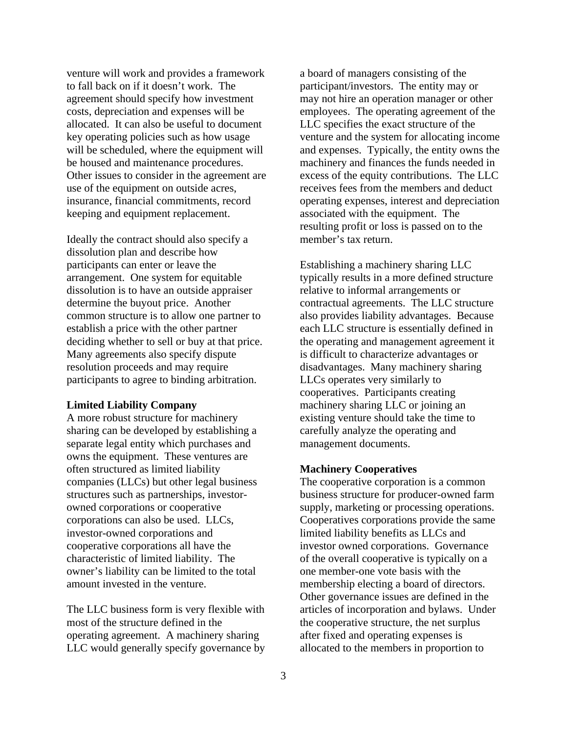venture will work and provides a framework to fall back on if it doesn't work. The agreement should specify how investment costs, depreciation and expenses will be allocated. It can also be useful to document key operating policies such as how usage will be scheduled, where the equipment will be housed and maintenance procedures. Other issues to consider in the agreement are use of the equipment on outside acres, insurance, financial commitments, record keeping and equipment replacement.

Ideally the contract should also specify a dissolution plan and describe how participants can enter or leave the arrangement. One system for equitable dissolution is to have an outside appraiser determine the buyout price. Another common structure is to allow one partner to establish a price with the other partner deciding whether to sell or buy at that price. Many agreements also specify dispute resolution proceeds and may require participants to agree to binding arbitration.

**Limited Liability Company**

A more robust structure for machinery sharing can be developed by establishing a separate legal entity which purchases and owns the equipment. These ventures are often structured as limited liability companies (LLCs) but other legal business structures such as partnerships, investor-owned corporations or cooperative corporations can also be used. LLCs, investor-owned corporations and cooperative corporations all have the characteristic of limited liability. The owner's liability can be limited to the total amount invested in the venture.

The LLC business form is very flexible with most of the structure defined in the operating agreement. A machinery sharing LLC would generally specify governance by a board of managers consisting of the participant/investors. The entity may or may not hire an operation manager or other employees. The operating agreement of the LLC specifies the exact structure of the venture and the system for allocating income and expenses. Typically, the entity owns the machinery and finances the funds needed in excess of the equity contributions. The LLC receives fees from the members and deduct operating expenses, interest and depreciation associated with the equipment. The resulting profit or loss is passed on to the member's tax return.

Establishing a machinery sharing LLC typically results in a more defined structure relative to informal arrangements or contractual agreements. The LLC structure also provides liability advantages. Because each LLC structure is essentially defined in the operating and management agreement it is difficult to characterize advantages or disadvantages. Many machinery sharing LLCs operates very similarly to cooperatives. Participants creating machinery sharing LLC or joining an existing venture should take the time to carefully analyze the operating and management documents.

**Machinery Cooperatives**

The cooperative corporation is a common business structure for producer-owned farm supply, marketing or processing operations. Cooperatives corporations provide the same limited liability benefits as LLCs and investor owned corporations. Governance of the overall cooperative is typically on a one member-one vote basis with the membership electing a board of directors. Other governance issues are defined in the articles of incorporation and bylaws. Under the cooperative structure, the net surplus after fixed and operating expenses is allocated to the members in proportion to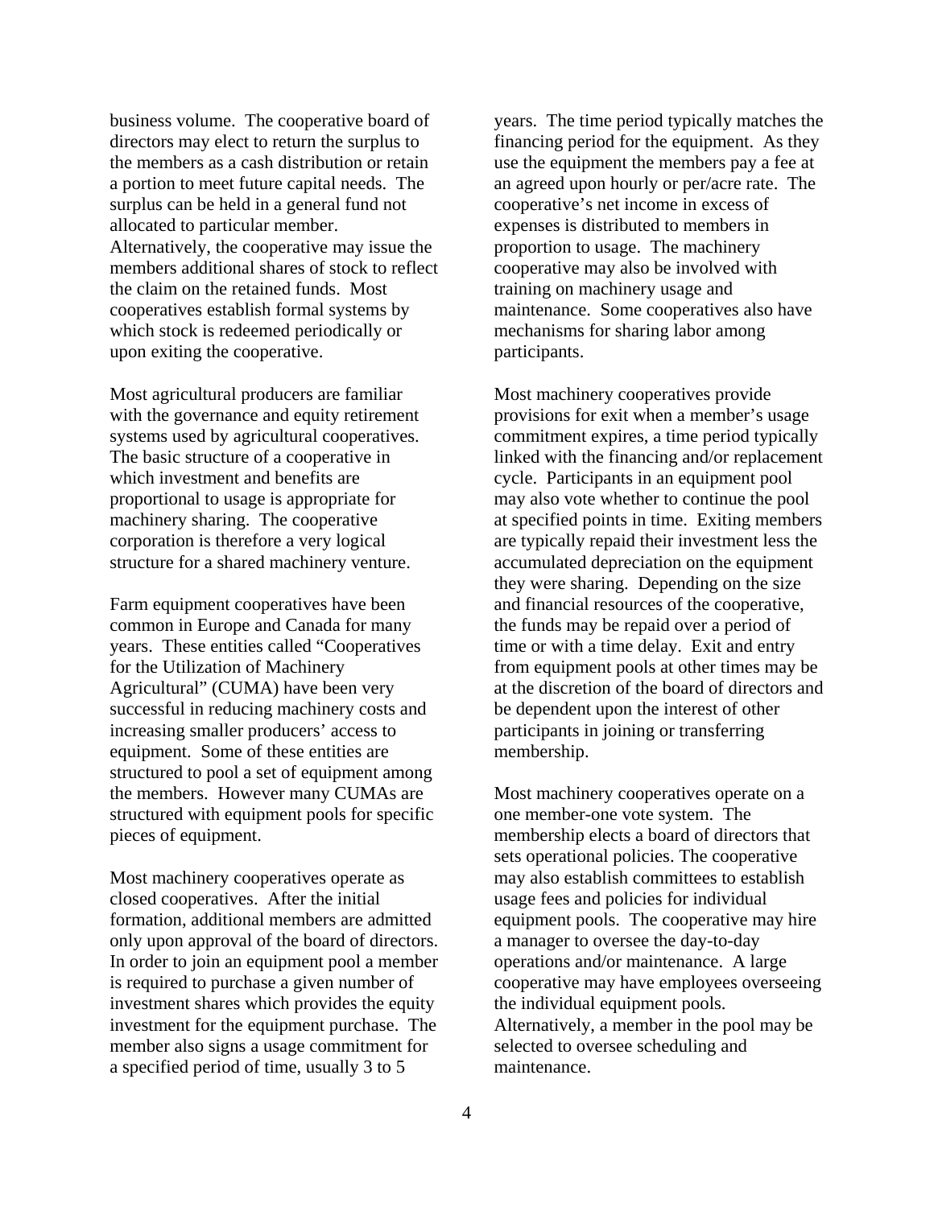business volume. The cooperative board of directors may elect to return the surplus to the members as a cash distribution or retain a portion to meet future capital needs. The surplus can be held in a general fund not allocated to particular member. Alternatively, the cooperative may issue the members additional shares of stock to reflect the claim on the retained funds. Most cooperatives establish formal systems by which stock is redeemed periodically or upon exiting the cooperative.

Most agricultural producers are familiar with the governance and equity retirement systems used by agricultural cooperatives. The basic structure of a cooperative in which investment and benefits are proportional to usage is appropriate for machinery sharing. The cooperative corporation is therefore a very logical structure for a shared machinery venture.

Farm equipment cooperatives have been common in Europe and Canada for many years. These entities called "Cooperatives for the Utilization of Machinery Agricultural" (CUMA) have been very successful in reducing machinery costs and increasing smaller producers' access to equipment. Some of these entities are structured to pool a set of equipment among the members. However many CUMAs are structured with equipment pools for specific pieces of equipment.

Most machinery cooperatives operate as closed cooperatives. After the initial formation, additional members are admitted only upon approval of the board of directors. In order to join an equipment pool a member is required to purchase a given number of investment shares which provides the equity investment for the equipment purchase. The member also signs a usage commitment for a specified period of time, usually 3 to 5 years. The time period typically matches the financing period for the equipment. As they use the equipment the members pay a fee at an agreed upon hourly or per/acre rate. The cooperative's net income in excess of expenses is distributed to members in proportion to usage. The machinery cooperative may also be involved with training on machinery usage and maintenance. Some cooperatives also have mechanisms for sharing labor among participants.

Most machinery cooperatives provide provisions for exit when a member's usage commitment expires, a time period typically linked with the financing and/or replacement cycle. Participants in an equipment pool may also vote whether to continue the pool at specified points in time. Exiting members are typically repaid their investment less the accumulated depreciation on the equipment they were sharing. Depending on the size and financial resources of the cooperative, the funds may be repaid over a period of time or with a time delay. Exit and entry from equipment pools at other times may be at the discretion of the board of directors and be dependent upon the interest of other participants in joining or transferring membership.

Most machinery cooperatives operate on a one member-one vote system. The membership elects a board of directors that sets operational policies. The cooperative may also establish committees to establish usage fees and policies for individual equipment pools. The cooperative may hire a manager to oversee the day-to-day operations and/or maintenance. A large cooperative may have employees overseeing the individual equipment pools. Alternatively, a member in the pool may be selected to oversee scheduling and maintenance.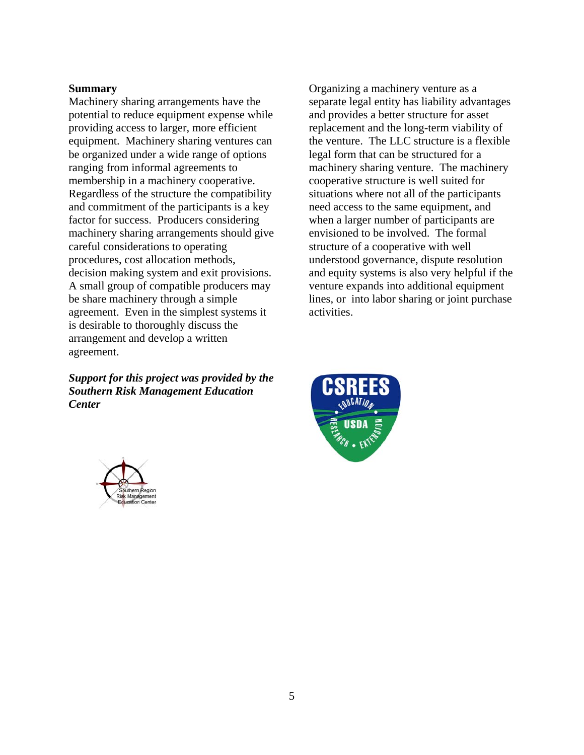**Summary**

Machinery sharing arrangements have the potential to reduce equipment expense while providing access to larger, more efficient equipment. Machinery sharing ventures can be organized under a wide range of options ranging from informal agreements to membership in a machinery cooperative. Regardless of the structure the compatibility and commitment of the participants is a key factor for success. Producers considering machinery sharing arrangements should give careful considerations to operating procedures, cost allocation methods, decision making system and exit provisions. A small group of compatible producers may be share machinery through a simple agreement. Even in the simplest systems it is desirable to thoroughly discuss the arrangement and develop a written agreement.

Organizing a machinery venture as a separate legal entity has liability advantages and provides a better structure for asset replacement and the long-term viability of the venture. The LLC structure is a flexible legal form that can be structured for a machinery sharing venture. The machinery cooperative structure is well suited for situations where not all of the participants need access to the same equipment, and when a larger number of participants are envisioned to be involved. The formal structure of a cooperative with well understood governance, dispute resolution and equity systems is also very helpful if the venture expands into additional equipment lines, or into labor sharing or joint purchase activities.

***Support for this project was provided by the Southern Risk Management Education Center***